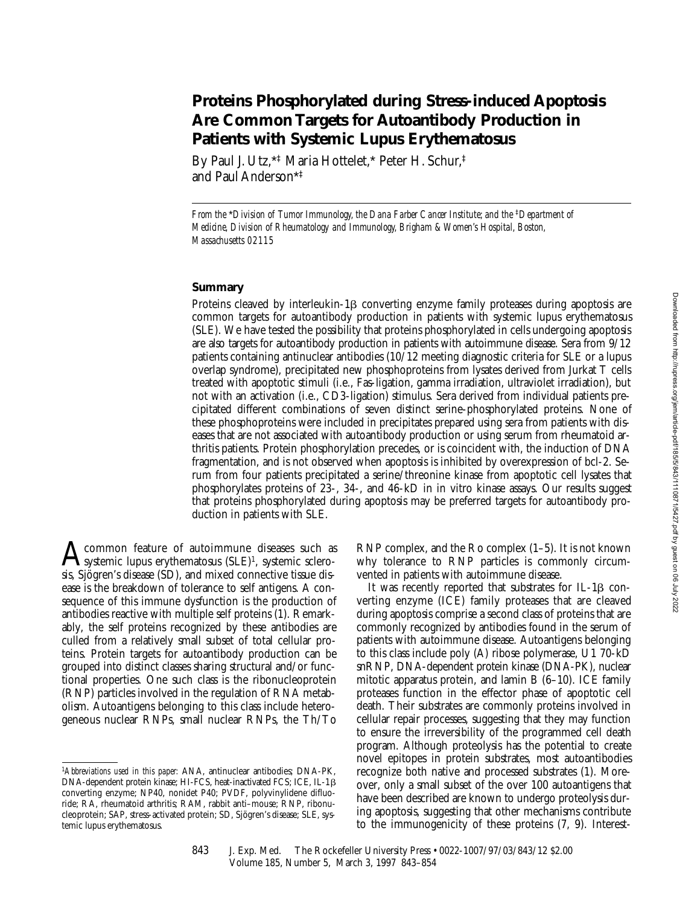# Proteins Phosphorylated during Stress-induced Apoptosis Are Common Targets for Autoantibody Production in Patients with Systemic Lupus Erythematosus

By Paul J. Utz,*‡ Maria Hottelet,* Peter H. Schur,‡ and Paul Anderson*‡

*From the *Division of Tumor Immunology, the Dana Farber Cancer Institute; and the ‡Department of Medicine, Division of Rheumatology and Immunology, Brigham & Women's Hospital, Boston, Massachusetts 02115*

## Summary

Proteins cleaved by interleukin-1β converting enzyme family proteases during apoptosis are common targets for autoantibody production in patients with systemic lupus erythematosus (SLE). We have tested the possibility that proteins phosphorylated in cells undergoing apoptosis are also targets for autoantibody production in patients with autoimmune disease. Sera from 9/12 patients containing antinuclear antibodies (10/12 meeting diagnostic criteria for SLE or a lupus overlap syndrome), precipitated new phosphoproteins from lysates derived from Jurkat T cells treated with apoptotic stimuli (i.e., Fas-ligation, gamma irradiation, ultraviolet irradiation), but not with an activation (i.e., CD3-ligation) stimulus. Sera derived from individual patients precipitated different combinations of seven distinct serine-phosphorylated proteins. None of these phosphoproteins were included in precipitates prepared using sera from patients with diseases that are not associated with autoantibody production or using serum from rheumatoid arthritis patients. Protein phosphorylation precedes, or is coincident with, the induction of DNA fragmentation, and is not observed when apoptosis is inhibited by overexpression of bcl-2. Serum from four patients precipitated a serine/threonine kinase from apoptotic cell lysates that phosphorylates proteins of 23-, 34-, and 46-kD in in vitro kinase assays. Our results suggest that proteins phosphorylated during apoptosis may be preferred targets for autoantibody production in patients with SLE.

A common feature of autoimmune diseases such as systemic lupus erythematosus (SLE)[1], systemic sclerosis, Sjögren's disease (SD), and mixed connective tissue disease is the breakdown of tolerance to self antigens. A consequence of this immune dysfunction is the production of antibodies reactive with multiple self proteins (1). Remarkably, the self proteins recognized by these antibodies are culled from a relatively small subset of total cellular proteins. Protein targets for autoantibody production can be grouped into distinct classes sharing structural and/or functional properties. One such class is the ribonucleoprotein (RNP) particles involved in the regulation of RNA metabolism. Autoantigens belonging to this class include heterogeneous nuclear RNPs, small nuclear RNPs, the Th/To RNP complex, and the Ro complex (1–5). It is not known why tolerance to RNP particles is commonly circumvented in patients with autoimmune disease.

It was recently reported that substrates for IL-1β converting enzyme (ICE) family proteases that are cleaved during apoptosis comprise a second class of proteins that are commonly recognized by antibodies found in the serum of patients with autoimmune disease. Autoantigens belonging to this class include poly (A) ribose polymerase, U1 70-kD snRNP, DNA-dependent protein kinase (DNA-PK), nuclear mitotic apparatus protein, and lamin B (6–10). ICE family proteases function in the effector phase of apoptotic cell death. Their substrates are commonly proteins involved in cellular repair processes, suggesting that they may function to ensure the irreversibility of the programmed cell death program. Although proteolysis has the potential to create novel epitopes in protein substrates, most autoantibodies recognize both native and processed substrates (1). Moreover, only a small subset of the over 100 autoantigens that have been described are known to undergo proteolysis during apoptosis, suggesting that other mechanisms contribute to the immunogenicity of these proteins (7, 9). Interest-

[1]*Abbreviations used in this paper:* ANA, antinuclear antibodies; DNA-PK, DNA-dependent protein kinase; HI-FCS, heat-inactivated FCS; ICE, IL-1β converting enzyme; NP40, nonidet P40; PVDF, polyvinylidene difluoride; RA, rheumatoid arthritis; RAM, rabbit anti–mouse; RNP, ribonucleoprotein; SAP, stress-activated protein; SD, Sjögren's disease; SLE, systemic lupus erythematosus.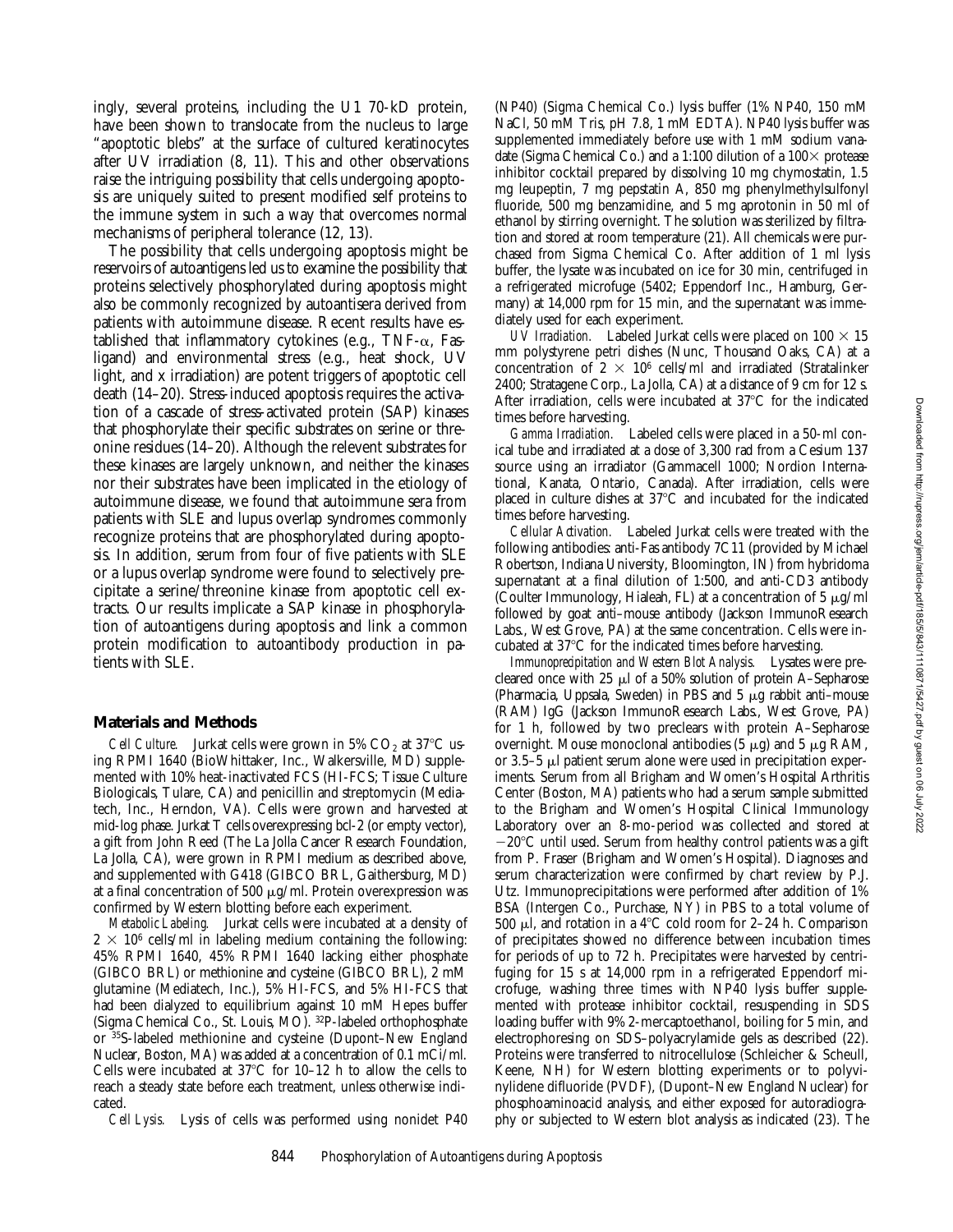ingly, several proteins, including the U1 70-kD protein, have been shown to translocate from the nucleus to large "apoptotic blebs" at the surface of cultured keratinocytes after UV irradiation (8, 11). This and other observations raise the intriguing possibility that cells undergoing apoptosis are uniquely suited to present modified self proteins to the immune system in such a way that overcomes normal mechanisms of peripheral tolerance (12, 13).

The possibility that cells undergoing apoptosis might be reservoirs of autoantigens led us to examine the possibility that proteins selectively phosphorylated during apoptosis might also be commonly recognized by autoantisera derived from patients with autoimmune disease. Recent results have established that inflammatory cytokines (e.g., TNF-α, Fas-ligand) and environmental stress (e.g., heat shock, UV light, and x irradiation) are potent triggers of apoptotic cell death (14–20). Stress-induced apoptosis requires the activation of a cascade of stress-activated protein (SAP) kinases that phosphorylate their specific substrates on serine or threonine residues (14–20). Although the relevent substrates for these kinases are largely unknown, and neither the kinases nor their substrates have been implicated in the etiology of autoimmune disease, we found that autoimmune sera from patients with SLE and lupus overlap syndromes commonly recognize proteins that are phosphorylated during apoptosis. In addition, serum from four of five patients with SLE or a lupus overlap syndrome were found to selectively precipitate a serine/threonine kinase from apoptotic cell extracts. Our results implicate a SAP kinase in phosphorylation of autoantigens during apoptosis and link a common protein modification to autoantibody production in patients with SLE.

## Materials and Methods

*Cell Culture.* Jurkat cells were grown in 5% $CO_2$ at 37°C using RPMI 1640 (BioWhittaker, Inc., Walkersville, MD) supplemented with 10% heat-inactivated FCS (HI-FCS; Tissue Culture Biologicals, Tulare, CA) and penicillin and streptomycin (Mediatech, Inc., Herndon, VA). Cells were grown and harvested at mid-log phase. Jurkat T cells overexpressing bcl-2 (or empty vector), a gift from John Reed (The La Jolla Cancer Research Foundation, La Jolla, CA), were grown in RPMI medium as described above, and supplemented with G418 (GIBCO BRL, Gaithersburg, MD) at a final concentration of 500 μg/ml. Protein overexpression was confirmed by Western blotting before each experiment.

*Metabolic Labeling.* Jurkat cells were incubated at a density of $2 \times 10^6$ cells/ml in labeling medium containing the following: 45% RPMI 1640, 45% RPMI 1640 lacking either phosphate (GIBCO BRL) or methionine and cysteine (GIBCO BRL), 2 mM glutamine (Mediatech, Inc.), 5% HI-FCS, and 5% HI-FCS that had been dialyzed to equilibrium against 10 mM Hepes buffer (Sigma Chemical Co., St. Louis, MO). $^{32}$P-labeled orthophosphate or $^{35}$S-labeled methionine and cysteine (Dupont–New England Nuclear, Boston, MA) was added at a concentration of 0.1 mCi/ml. Cells were incubated at 37°C for 10–12 h to allow the cells to reach a steady state before each treatment, unless otherwise indicated.

*Cell Lysis.* Lysis of cells was performed using nonidet P40 (NP40) (Sigma Chemical Co.) lysis buffer (1% NP40, 150 mM NaCl, 50 mM Tris, pH 7.8, 1 mM EDTA). NP40 lysis buffer was supplemented immediately before use with 1 mM sodium vanadate (Sigma Chemical Co.) and a 1:100 dilution of a 100× protease inhibitor cocktail prepared by dissolving 10 mg chymostatin, 1.5 mg leupeptin, 7 mg pepstatin A, 850 mg phenylmethylsulfonyl fluoride, 500 mg benzamidine, and 5 mg aprotonin in 50 ml of ethanol by stirring overnight. The solution was sterilized by filtration and stored at room temperature (21). All chemicals were purchased from Sigma Chemical Co. After addition of 1 ml lysis buffer, the lysate was incubated on ice for 30 min, centrifuged in a refrigerated microfuge (5402; Eppendorf Inc., Hamburg, Germany) at 14,000 rpm for 15 min, and the supernatant was immediately used for each experiment.

*UV Irradiation.* Labeled Jurkat cells were placed on 100 × 15 mm polystyrene petri dishes (Nunc, Thousand Oaks, CA) at a concentration of $2 \times 10^6$ cells/ml and irradiated (Stratalinker 2400; Stratagene Corp., La Jolla, CA) at a distance of 9 cm for 12 s. After irradiation, cells were incubated at 37°C for the indicated times before harvesting.

*Gamma Irradiation.* Labeled cells were placed in a 50-ml conical tube and irradiated at a dose of 3,300 rad from a Cesium 137 source using an irradiator (Gammacell 1000; Nordion International, Kanata, Ontario, Canada). After irradiation, cells were placed in culture dishes at 37°C and incubated for the indicated times before harvesting.

*Cellular Activation.* Labeled Jurkat cells were treated with the following antibodies: anti-Fas antibody 7C11 (provided by Michael Robertson, Indiana University, Bloomington, IN) from hybridoma supernatant at a final dilution of 1:500, and anti-CD3 antibody (Coulter Immunology, Hialeah, FL) at a concentration of 5 μg/ml followed by goat anti–mouse antibody (Jackson ImmunoResearch Labs., West Grove, PA) at the same concentration. Cells were incubated at 37°C for the indicated times before harvesting.

*Immunoprecipitation and Western Blot Analysis.* Lysates were precleared once with 25 μl of a 50% solution of protein A–Sepharose (Pharmacia, Uppsala, Sweden) in PBS and 5 μg rabbit anti–mouse (RAM) IgG (Jackson ImmunoResearch Labs., West Grove, PA) for 1 h, followed by two preclears with protein A–Sepharose overnight. Mouse monoclonal antibodies (5 μg) and 5 μg RAM, or 3.5–5 μl patient serum alone were used in precipitation experiments. Serum from all Brigham and Women's Hospital Arthritis Center (Boston, MA) patients who had a serum sample submitted to the Brigham and Women's Hospital Clinical Immunology Laboratory over an 8-mo-period was collected and stored at −20°C until used. Serum from healthy control patients was a gift from P. Fraser (Brigham and Women's Hospital). Diagnoses and serum characterization were confirmed by chart review by P.J. Utz. Immunoprecipitations were performed after addition of 1% BSA (Intergen Co., Purchase, NY) in PBS to a total volume of 500 μl, and rotation in a 4°C cold room for 2–24 h. Comparison of precipitates showed no difference between incubation times for periods of up to 72 h. Precipitates were harvested by centrifuging for 15 s at 14,000 rpm in a refrigerated Eppendorf microfuge, washing three times with NP40 lysis buffer supplemented with protease inhibitor cocktail, resuspending in SDS loading buffer with 9% 2-mercaptoethanol, boiling for 5 min, and electrophoresing on SDS–polyacrylamide gels as described (22). Proteins were transferred to nitrocellulose (Schleicher & Scheull, Keene, NH) for Western blotting experiments or to polyvinylidene difluoride (PVDF), (Dupont–New England Nuclear) for phosphoaminoacid analysis, and either exposed for autoradiography or subjected to Western blot analysis as indicated (23). The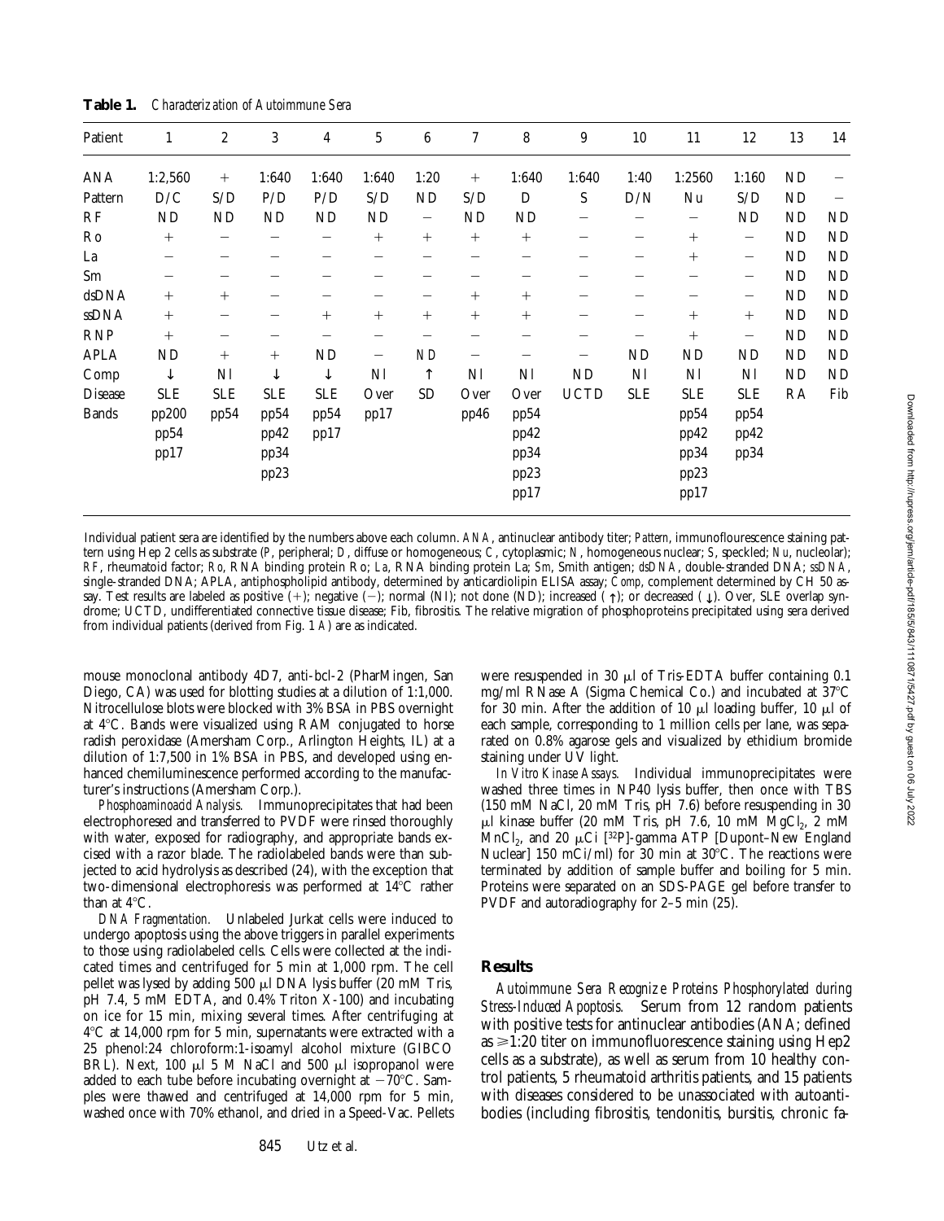**Table 1.** *Characterization of Autoimmune Sera*

| Patient | 1 | 2 | 3 | 4 | 5 | 6 | 7 | 8 | 9 | 10 | 11 | 12 | 13 | 14 |
|---|---|---|---|---|---|---|---|---|---|---|---|---|---|---|
| ANA | 1:2,560 | + | 1:640 | 1:640 | 1:640 | 1:20 | + | 1:640 | 1:640 | 1:40 | 1:2560 | 1:160 | ND | − |
| Pattern | D/C | S/D | P/D | P/D | S/D | ND | S/D | D | S | D/N | Nu | S/D | ND | − |
| RF | ND | ND | ND | ND | ND | − | ND | ND | − | − | − | ND | ND | ND |
| Ro | + | − | − | − | + | + | + | + | − | − | + | − | ND | ND |
| La | − | − | − | − | − | − | − | − | − | − | + | − | ND | ND |
| Sm | − | − | − | − | − | − | − | − | − | − | − | − | ND | ND |
| dsDNA | + | + | − | − | − | − | + | + | − | − | − | − | ND | ND |
| ssDNA | + | − | − | + | + | + | + | + | − | − | + | + | ND | ND |
| RNP | + | − | − | − | − | − | − | − | − | − | + | − | ND | ND |
| APLA | ND | + | + | ND | − | ND | − | − | − | ND | ND | ND | ND | ND |
| Comp | ↓ | Nl | ↓ | ↓ | Nl | ↑ | Nl | Nl | ND | Nl | Nl | Nl | ND | ND |
| Disease | SLE | SLE | SLE | SLE | Over | SD | Over | Over | UCTD | SLE | SLE | SLE | RA | Fib |
| Bands | pp200<br>pp54<br>pp17 | pp54 | pp54<br>pp42<br>pp34<br>pp23 | pp54<br>pp17 | pp17 | | pp46 | pp54<br>pp42<br>pp34<br>pp23<br>pp17 | | | pp54<br>pp42<br>pp34<br>pp23<br>pp17 | pp54<br>pp42<br>pp34 | | |

Individual patient sera are identified by the numbers above each column. *ANA*, antinuclear antibody titer; *Pattern*, immunoflourescence staining pattern using Hep 2 cells as substrate (*P*, peripheral; *D*, diffuse or homogeneous; *C*, cytoplasmic; *N*, homogeneous nuclear; *S*, speckled; *Nu*, nucleolar); *RF*, rheumatoid factor; *Ro*, RNA binding protein Ro; *La*, RNA binding protein La; *Sm*, Smith antigen; *dsDNA*, double-stranded DNA; *ssDNA*, single-stranded DNA; APLA, antiphospholipid antibody, determined by anticardiolipin ELISA assay; *Comp*, complement determined by CH 50 assay. Test results are labeled as positive (+); negative (−); normal (Nl); not done (ND); increased (↑); or decreased (↓). Over, SLE overlap syndrome; UCTD, undifferentiated connective tissue disease; Fib, fibrositis. The relative migration of phosphoproteins precipitated using sera derived from individual patients (derived from Fig. 1 *A*) are as indicated.

mouse monoclonal antibody 4D7, anti-bcl-2 (PharMingen, San Diego, CA) was used for blotting studies at a dilution of 1:1,000. Nitrocellulose blots were blocked with 3% BSA in PBS overnight at 4°C. Bands were visualized using RAM conjugated to horse radish peroxidase (Amersham Corp., Arlington Heights, IL) at a dilution of 1:7,500 in 1% BSA in PBS, and developed using enhanced chemiluminescence performed according to the manufacturer's instructions (Amersham Corp.).

*Phosphoaminoacid Analysis.* Immunoprecipitates that had been electrophoresed and transferred to PVDF were rinsed thoroughly with water, exposed for radiography, and appropriate bands excised with a razor blade. The radiolabeled bands were than subjected to acid hydrolysis as described (24), with the exception that two-dimensional electrophoresis was performed at 14°C rather than at 4°C.

*DNA Fragmentation.* Unlabeled Jurkat cells were induced to undergo apoptosis using the above triggers in parallel experiments to those using radiolabeled cells. Cells were collected at the indicated times and centrifuged for 5 min at 1,000 rpm. The cell pellet was lysed by adding 500 μl DNA lysis buffer (20 mM Tris, pH 7.4, 5 mM EDTA, and 0.4% Triton X-100) and incubating on ice for 15 min, mixing several times. After centrifuging at 4°C at 14,000 rpm for 5 min, supernatants were extracted with a 25 phenol:24 chloroform:1-isoamyl alcohol mixture (GIBCO BRL). Next, 100 μl 5 M NaCl and 500 μl isopropanol were added to each tube before incubating overnight at −70°C. Samples were thawed and centrifuged at 14,000 rpm for 5 min, washed once with 70% ethanol, and dried in a Speed-Vac. Pellets were resuspended in 30 μl of Tris-EDTA buffer containing 0.1 mg/ml RNase A (Sigma Chemical Co.) and incubated at 37°C for 30 min. After the addition of 10 μl loading buffer, 10 μl of each sample, corresponding to 1 million cells per lane, was separated on 0.8% agarose gels and visualized by ethidium bromide staining under UV light.

*In Vitro Kinase Assays.* Individual immunoprecipitates were washed three times in NP40 lysis buffer, then once with TBS (150 mM NaCl, 20 mM Tris, pH 7.6) before resuspending in 30 μl kinase buffer (20 mM Tris, pH 7.6, 10 mM $MgCl_2$, 2 mM $MnCl_2$, and 20 μCi [$^{32}$P]-gamma ATP [Dupont–New England Nuclear] 150 mCi/ml) for 30 min at 30°C. The reactions were terminated by addition of sample buffer and boiling for 5 min. Proteins were separated on an SDS-PAGE gel before transfer to PVDF and autoradiography for 2–5 min (25).

## Results

*Autoimmune Sera Recognize Proteins Phosphorylated during Stress-Induced Apoptosis.* Serum from 12 random patients with positive tests for antinuclear antibodies (ANA; defined as ≥1:20 titer on immunofluorescence staining using Hep2 cells as a substrate), as well as serum from 10 healthy control patients, 5 rheumatoid arthritis patients, and 15 patients with diseases considered to be unassociated with autoantibodies (including fibrositis, tendonitis, bursitis, chronic fa-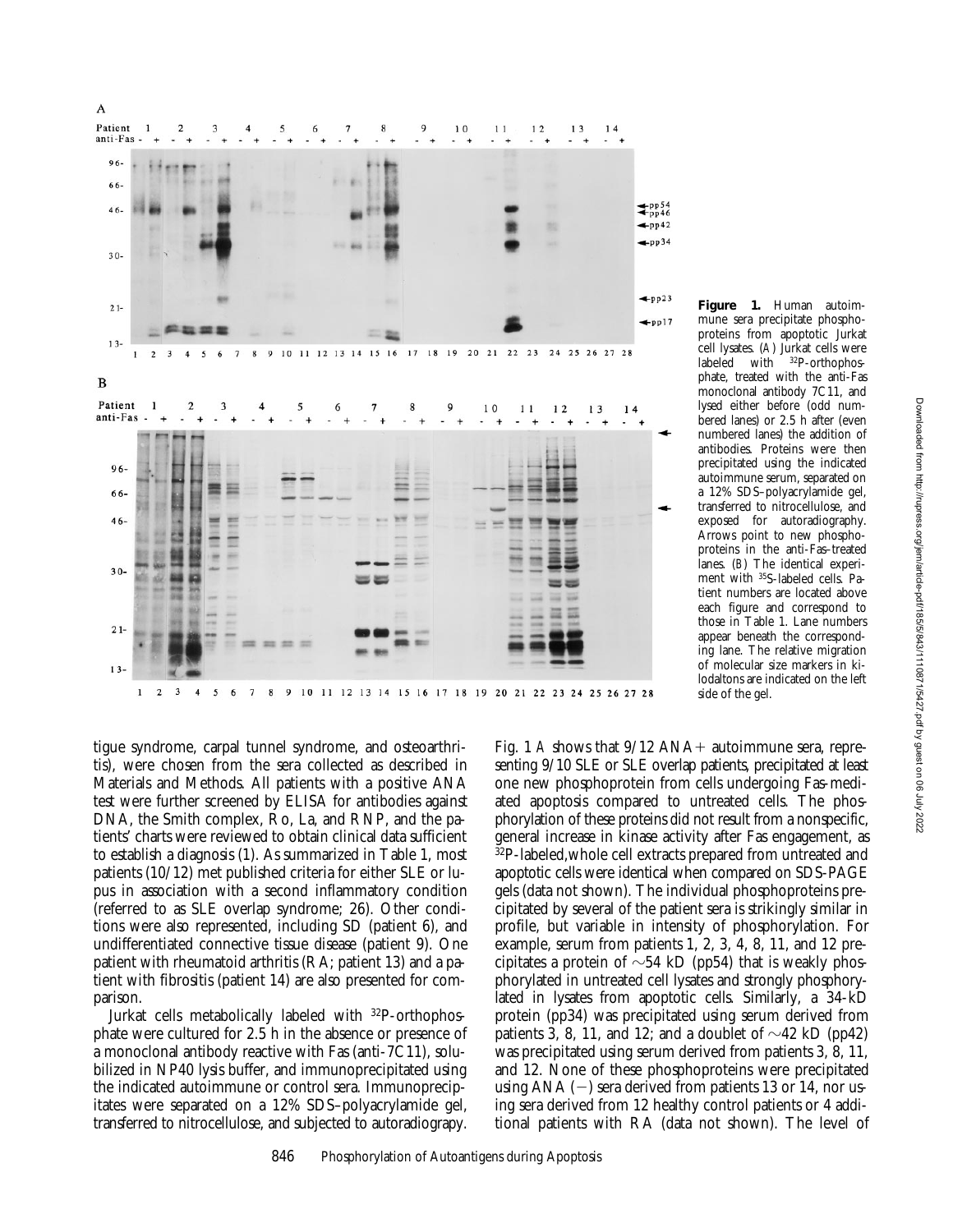**Figure 1.** Human autoimmune sera precipitate phosphoproteins from apoptotic Jurkat cell lysates. (*A*) Jurkat cells were labeled with $^{32}$P-orthophosphate, treated with the anti-Fas monoclonal antibody 7C11, and lysed either before (odd numbered lanes) or 2.5 h after (even numbered lanes) the addition of antibodies. Proteins were then precipitated using the indicated autoimmune serum, separated on a 12% SDS–polyacrylamide gel, transferred to nitrocellulose, and exposed for autoradiography. Arrows point to new phosphoproteins in the anti-Fas–treated lanes. (*B*) The identical experiment with $^{35}$S-labeled cells. Patient numbers are located above each figure and correspond to those in Table 1. Lane numbers appear beneath the corresponding lane. The relative migration of molecular size markers in kilodaltons are indicated on the left side of the gel.

tigue syndrome, carpal tunnel syndrome, and osteoarthritis), were chosen from the sera collected as described in Materials and Methods. All patients with a positive ANA test were further screened by ELISA for antibodies against DNA, the Smith complex, Ro, La, and RNP, and the patients' charts were reviewed to obtain clinical data sufficient to establish a diagnosis (1). As summarized in Table 1, most patients (10/12) met published criteria for either SLE or lupus in association with a second inflammatory condition (referred to as SLE overlap syndrome; 26). Other conditions were also represented, including SD (patient 6), and undifferentiated connective tissue disease (patient 9). One patient with rheumatoid arthritis (RA; patient 13) and a patient with fibrositis (patient 14) are also presented for comparison.

Jurkat cells metabolically labeled with $^{32}$P-orthophosphate were cultured for 2.5 h in the absence or presence of a monoclonal antibody reactive with Fas (anti-7C11), solubilized in NP40 lysis buffer, and immunoprecipitated using the indicated autoimmune or control sera. Immunoprecipitates were separated on a 12% SDS–polyacrylamide gel, transferred to nitrocellulose, and subjected to autoradiograpy. Fig. 1 *A* shows that 9/12 ANA+ autoimmune sera, representing 9/10 SLE or SLE overlap patients, precipitated at least one new phosphoprotein from cells undergoing Fas-mediated apoptosis compared to untreated cells. The phosphorylation of these proteins did not result from a nonspecific, general increase in kinase activity after Fas engagement, as $^{32}$P-labeled,whole cell extracts prepared from untreated and apoptotic cells were identical when compared on SDS-PAGE gels (data not shown). The individual phosphoproteins precipitated by several of the patient sera is strikingly similar in profile, but variable in intensity of phosphorylation. For example, serum from patients 1, 2, 3, 4, 8, 11, and 12 precipitates a protein of ~54 kD (pp54) that is weakly phosphorylated in untreated cell lysates and strongly phosphorylated in lysates from apoptotic cells. Similarly, a 34-kD protein (pp34) was precipitated using serum derived from patients 3, 8, 11, and 12; and a doublet of ~42 kD (pp42) was precipitated using serum derived from patients 3, 8, 11, and 12. None of these phosphoproteins were precipitated using ANA (−) sera derived from patients 13 or 14, nor using sera derived from 12 healthy control patients or 4 additional patients with RA (data not shown). The level of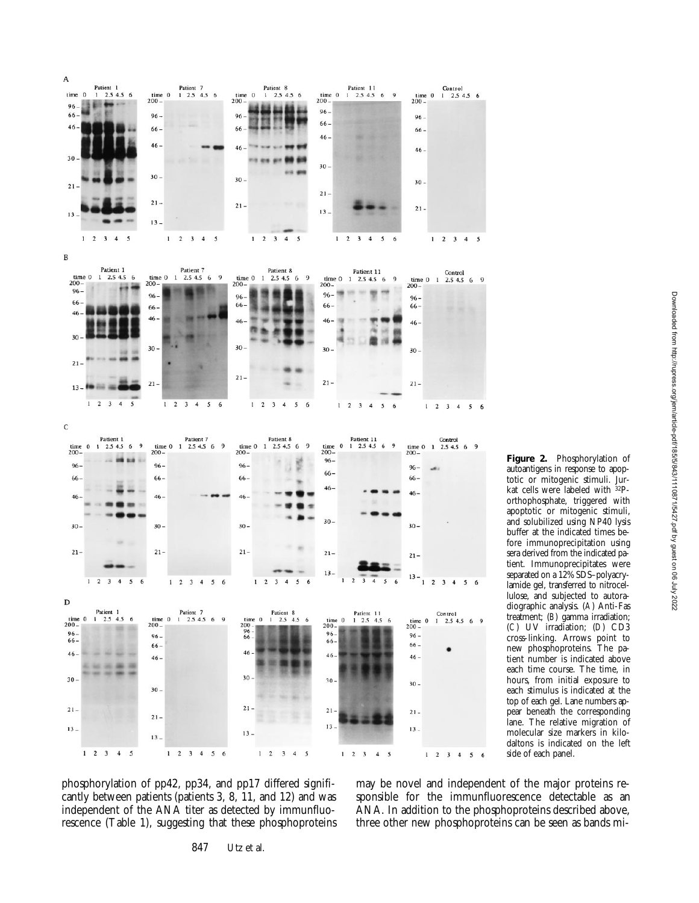**Figure 2.** Phosphorylation of autoantigens in response to apoptotic or mitogenic stimuli. Jurkat cells were labeled with $^{32}$P-orthophosphate, triggered with apoptotic or mitogenic stimuli, and solubilized using NP40 lysis buffer at the indicated times before immunoprecipitation using sera derived from the indicated patient. Immunoprecipitates were separated on a 12% SDS–polyacrylamide gel, transferred to nitrocellulose, and subjected to autoradiographic analysis. (*A*) Anti-Fas treatment; (*B*) gamma irradiation; (*C*) UV irradiation; (*D*) CD3 cross-linking. Arrows point to new phosphoproteins. The patient number is indicated above each time course. The time, in hours, from initial exposure to each stimulus is indicated at the top of each gel. Lane numbers appear beneath the corresponding lane. The relative migration of molecular size markers in kilodaltons is indicated on the left side of each panel.

phosphorylation of pp42, pp34, and pp17 differed significantly between patients (patients 3, 8, 11, and 12) and was independent of the ANA titer as detected by immunfluorescence (Table 1), suggesting that these phosphoproteins may be novel and independent of the major proteins responsible for the immunfluorescence detectable as an ANA. In addition to the phosphoproteins described above, three other new phosphoproteins can be seen as bands mi-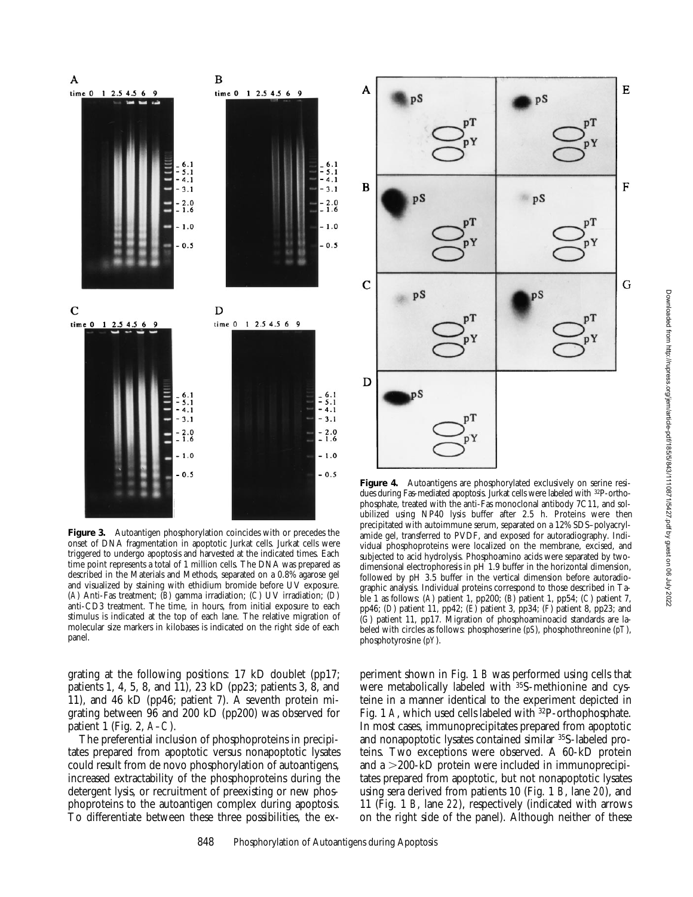**Figure 3.** Autoantigen phosphorylation coincides with or precedes the onset of DNA fragmentation in apoptotic Jurkat cells. Jurkat cells were triggered to undergo apoptosis and harvested at the indicated times. Each time point represents a total of 1 million cells. The DNA was prepared as described in the Materials and Methods, separated on a 0.8% agarose gel and visualized by staining with ethidium bromide before UV exposure. (*A*) Anti-Fas treatment; (*B*) gamma irradiation; (*C*) UV irradiation; (*D*) anti-CD3 treatment. The time, in hours, from initial exposure to each stimulus is indicated at the top of each lane. The relative migration of molecular size markers in kilobases is indicated on the right side of each panel.

**Figure 4.** Autoantigens are phosphorylated exclusively on serine residues during Fas-mediated apoptosis. Jurkat cells were labeled with $^{32}$P-orthophosphate, treated with the anti-Fas monoclonal antibody 7C11, and solubilized using NP40 lysis buffer after 2.5 h. Proteins were then precipitated with autoimmune serum, separated on a 12% SDS–polyacrylamide gel, transferred to PVDF, and exposed for autoradiography. Individual phosphoproteins were localized on the membrane, excised, and subjected to acid hydrolysis. Phosphoamino acids were separated by two-dimensional electrophoresis in pH 1.9 buffer in the horizontal dimension, followed by pH 3.5 buffer in the vertical dimension before autoradiographic analysis. Individual proteins correspond to those described in Table 1 as follows: (*A*) patient 1, pp200; (*B*) patient 1, pp54; (*C*) patient 7, pp46; (*D*) patient 11, pp42; (*E*) patient 3, pp34; (*F*) patient 8, pp23; and (*G*) patient 11, pp17. Migration of phosphoaminoacid standards are labeled with circles as follows: phosphoserine (*pS*), phosphothreonine (*pT*), phosphotyrosine (*pY*).

grating at the following positions: 17 kD doublet (pp17; patients 1, 4, 5, 8, and 11), 23 kD (pp23; patients 3, 8, and 11), and 46 kD (pp46; patient 7). A seventh protein migrating between 96 and 200 kD (pp200) was observed for patient 1 (Fig. 2, *A–C*).

The preferential inclusion of phosphoproteins in precipitates prepared from apoptotic versus nonapoptotic lysates could result from de novo phosphorylation of autoantigens, increased extractability of the phosphoproteins during the detergent lysis, or recruitment of preexisting or new phosphoproteins to the autoantigen complex during apoptosis. To differentiate between these three possibilities, the experiment shown in Fig. 1 *B* was performed using cells that were metabolically labeled with $^{35}$S-methionine and cysteine in a manner identical to the experiment depicted in Fig. 1 *A*, which used cells labeled with $^{32}$P-orthophosphate. In most cases, immunoprecipitates prepared from apoptotic and nonapoptotic lysates contained similar $^{35}$S-labeled proteins. Two exceptions were observed. A 60-kD protein and a >200-kD protein were included in immunoprecipitates prepared from apoptotic, but not nonapoptotic lysates using sera derived from patients 10 (Fig. 1 *B*, lane *20*), and 11 (Fig. 1 *B*, lane *22*), respectively (indicated with arrows on the right side of the panel). Although neither of these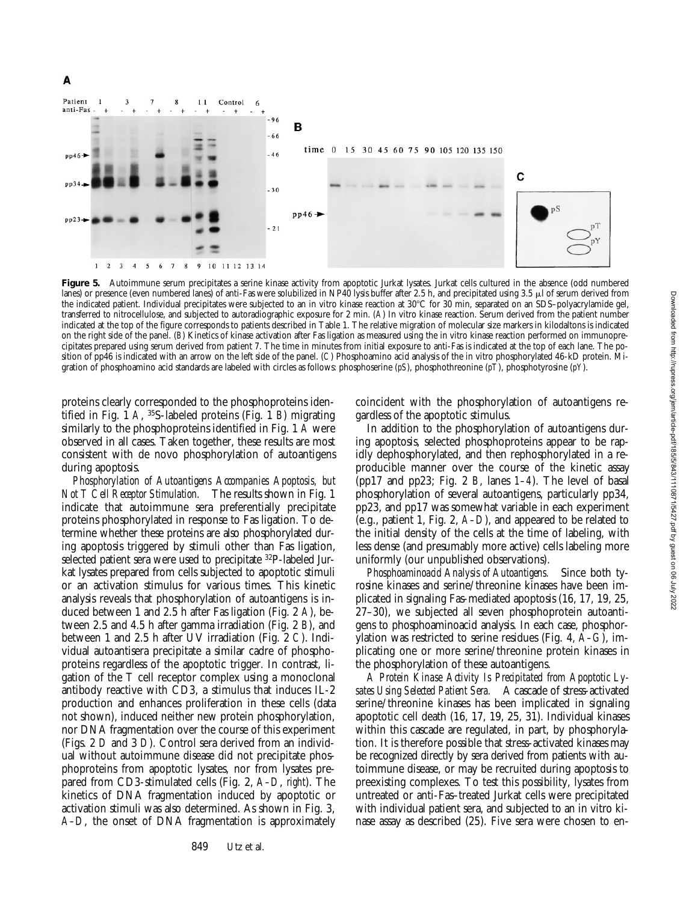**Figure 5.** Autoimmune serum precipitates a serine kinase activity from apoptotic Jurkat lysates. Jurkat cells cultured in the absence (odd numbered lanes) or presence (even numbered lanes) of anti-Fas were solubilized in NP40 lysis buffer after 2.5 h, and precipitated using 3.5 μl of serum derived from the indicated patient. Individual precipitates were subjected to an in vitro kinase reaction at 30°C for 30 min, separated on an SDS–polyacrylamide gel, transferred to nitrocellulose, and subjected to autoradiographic exposure for 2 min. (*A*) In vitro kinase reaction. Serum derived from the patient number indicated at the top of the figure corresponds to patients described in Table 1. The relative migration of molecular size markers in kilodaltons is indicated on the right side of the panel. (*B*) Kinetics of kinase activation after Fas ligation as measured using the in vitro kinase reaction performed on immunoprecipitates prepared using serum derived from patient 7. The time in minutes from initial exposure to anti-Fas is indicated at the top of each lane. The position of pp46 is indicated with an arrow on the left side of the panel. (*C*) Phosphoamino acid analysis of the in vitro phosphorylated 46-kD protein. Migration of phosphoamino acid standards are labeled with circles as follows: phosphoserine (*pS*), phosphothreonine (*pT*), phosphotyrosine (*pY*).

proteins clearly corresponded to the phosphoproteins identified in Fig. 1 *A*, $^{35}$S-labeled proteins (Fig. 1 *B*) migrating similarly to the phosphoproteins identified in Fig. 1 *A* were observed in all cases. Taken together, these results are most consistent with de novo phosphorylation of autoantigens during apoptosis.

*Phosphorylation of Autoantigens Accompanies Apoptosis, but Not T Cell Receptor Stimulation.* The results shown in Fig. 1 indicate that autoimmune sera preferentially precipitate proteins phosphorylated in response to Fas ligation. To determine whether these proteins are also phosphorylated during apoptosis triggered by stimuli other than Fas ligation, selected patient sera were used to precipitate $^{32}$P-labeled Jurkat lysates prepared from cells subjected to apoptotic stimuli or an activation stimulus for various times. This kinetic analysis reveals that phosphorylation of autoantigens is induced between 1 and 2.5 h after Fas ligation (Fig. 2 *A*), between 2.5 and 4.5 h after gamma irradiation (Fig. 2 *B*), and between 1 and 2.5 h after UV irradiation (Fig. 2 *C*). Individual autoantisera precipitate a similar cadre of phosphoproteins regardless of the apoptotic trigger. In contrast, ligation of the T cell receptor complex using a monoclonal antibody reactive with CD3, a stimulus that induces IL-2 production and enhances proliferation in these cells (data not shown), induced neither new protein phosphorylation, nor DNA fragmentation over the course of this experiment (Figs. 2 *D* and 3 *D*). Control sera derived from an individual without autoimmune disease did not precipitate phosphoproteins from apoptotic lysates, nor from lysates prepared from CD3-stimulated cells (Fig. 2, *A–D*, *right*). The kinetics of DNA fragmentation induced by apoptotic or activation stimuli was also determined. As shown in Fig. 3, *A–D*, the onset of DNA fragmentation is approximately coincident with the phosphorylation of autoantigens regardless of the apoptotic stimulus.

In addition to the phosphorylation of autoantigens during apoptosis, selected phosphoproteins appear to be rapidly dephosphorylated, and then rephosphorylated in a reproducible manner over the course of the kinetic assay (pp17 and pp23; Fig. 2 *B*, lanes *1–4*). The level of basal phosphorylation of several autoantigens, particularly pp34, pp23, and pp17 was somewhat variable in each experiment (e.g., patient 1, Fig. 2, *A–D*), and appeared to be related to the initial density of the cells at the time of labeling, with less dense (and presumably more active) cells labeling more uniformly (our unpublished observations).

*Phosphoaminoacid Analysis of Autoantigens.* Since both tyrosine kinases and serine/threonine kinases have been implicated in signaling Fas-mediated apoptosis (16, 17, 19, 25, 27–30), we subjected all seven phosphoprotein autoantigens to phosphoaminoacid analysis. In each case, phosphorylation was restricted to serine residues (Fig. 4, *A–G*), implicating one or more serine/threonine protein kinases in the phosphorylation of these autoantigens.

*A Protein Kinase Activity Is Precipitated from Apoptotic Lysates Using Selected Patient Sera.* A cascade of stress-activated serine/threonine kinases has been implicated in signaling apoptotic cell death (16, 17, 19, 25, 31). Individual kinases within this cascade are regulated, in part, by phosphorylation. It is therefore possible that stress-activated kinases may be recognized directly by sera derived from patients with autoimmune disease, or may be recruited during apoptosis to preexisting complexes. To test this possibility, lysates from untreated or anti-Fas–treated Jurkat cells were precipitated with individual patient sera, and subjected to an in vitro kinase assay as described (25). Five sera were chosen to en-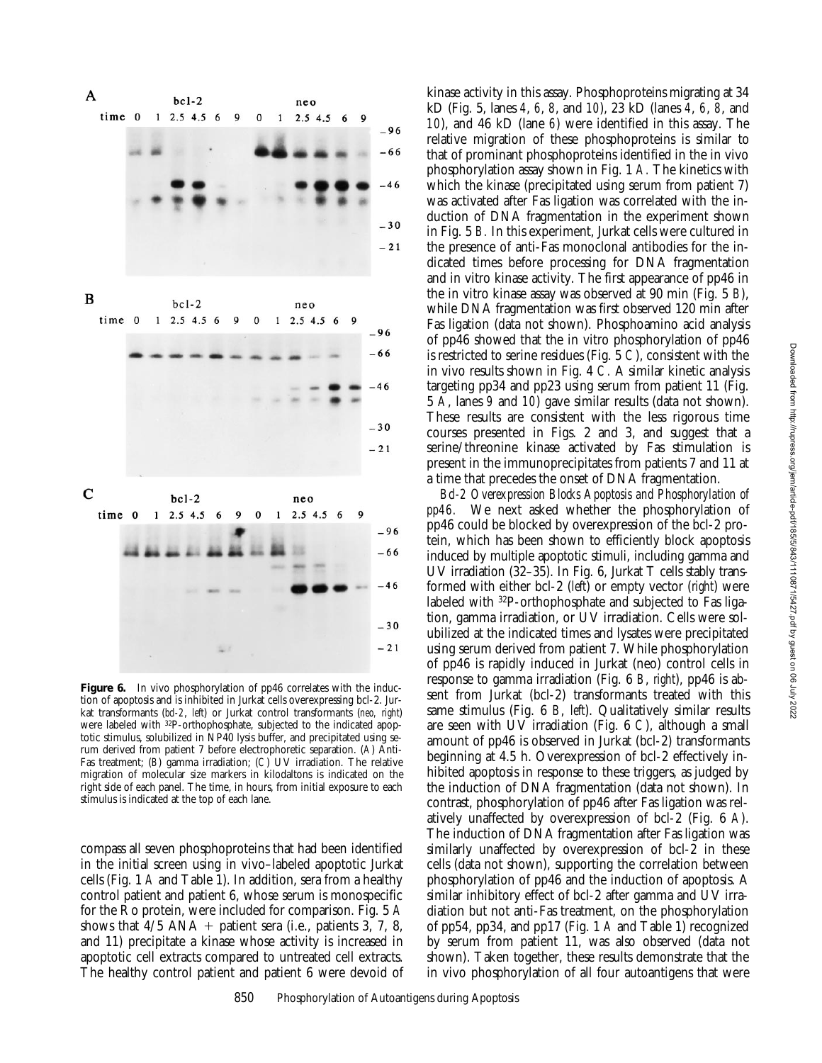**Figure 6.** In vivo phosphorylation of pp46 correlates with the induction of apoptosis and is inhibited in Jurkat cells overexpressing bcl-2. Jurkat transformants (*bcl-2, left*) or Jurkat control transformants (*neo, right*) were labeled with $^{32}$P-orthophosphate, subjected to the indicated apoptotic stimulus, solubilized in NP40 lysis buffer, and precipitated using serum derived from patient 7 before electrophoretic separation. (*A*) Anti-Fas treatment; (*B*) gamma irradiation; (*C*) UV irradiation. The relative migration of molecular size markers in kilodaltons is indicated on the right side of each panel. The time, in hours, from initial exposure to each stimulus is indicated at the top of each lane.

compass all seven phosphoproteins that had been identified in the initial screen using in vivo–labeled apoptotic Jurkat cells (Fig. 1 *A* and Table 1). In addition, sera from a healthy control patient and patient 6, whose serum is monospecific for the Ro protein, were included for comparison. Fig. 5 *A* shows that 4/5 ANA + patient sera (i.e., patients 3, 7, 8, and 11) precipitate a kinase whose activity is increased in apoptotic cell extracts compared to untreated cell extracts. The healthy control patient and patient 6 were devoid of kinase activity in this assay. Phosphoproteins migrating at 34 kD (Fig. 5, lanes *4, 6, 8,* and *10*), 23 kD (lanes *4, 6, 8,* and *10*), and 46 kD (lane *6*) were identified in this assay. The relative migration of these phosphoproteins is similar to that of prominant phosphoproteins identified in the in vivo phosphorylation assay shown in Fig. 1 *A*. The kinetics with which the kinase (precipitated using serum from patient 7) was activated after Fas ligation was correlated with the induction of DNA fragmentation in the experiment shown in Fig. 5 *B*. In this experiment, Jurkat cells were cultured in the presence of anti-Fas monoclonal antibodies for the indicated times before processing for DNA fragmentation and in vitro kinase activity. The first appearance of pp46 in the in vitro kinase assay was observed at 90 min (Fig. 5 *B*), while DNA fragmentation was first observed 120 min after Fas ligation (data not shown). Phosphoamino acid analysis of pp46 showed that the in vitro phosphorylation of pp46 is restricted to serine residues (Fig. 5 *C*), consistent with the in vivo results shown in Fig. 4 *C*. A similar kinetic analysis targeting pp34 and pp23 using serum from patient 11 (Fig. 5 *A*, lanes *9* and *10*) gave similar results (data not shown). These results are consistent with the less rigorous time courses presented in Figs. 2 and 3, and suggest that a serine/threonine kinase activated by Fas stimulation is present in the immunoprecipitates from patients 7 and 11 at a time that precedes the onset of DNA fragmentation.

*Bcl-2 Overexpression Blocks Apoptosis and Phosphorylation of pp46.* We next asked whether the phosphorylation of pp46 could be blocked by overexpression of the bcl-2 protein, which has been shown to efficiently block apoptosis induced by multiple apoptotic stimuli, including gamma and UV irradiation (32–35). In Fig. 6, Jurkat T cells stably transformed with either bcl-2 (*left*) or empty vector (*right*) were labeled with $^{32}$P-orthophosphate and subjected to Fas ligation, gamma irradiation, or UV irradiation. Cells were solubilized at the indicated times and lysates were precipitated using serum derived from patient 7. While phosphorylation of pp46 is rapidly induced in Jurkat (neo) control cells in response to gamma irradiation (Fig. 6 *B*, *right*), pp46 is absent from Jurkat (bcl-2) transformants treated with this same stimulus (Fig. 6 *B*, *left*). Qualitatively similar results are seen with UV irradiation (Fig. 6 *C*), although a small amount of pp46 is observed in Jurkat (bcl-2) transformants beginning at 4.5 h. Overexpression of bcl-2 effectively inhibited apoptosis in response to these triggers, as judged by the induction of DNA fragmentation (data not shown). In contrast, phosphorylation of pp46 after Fas ligation was relatively unaffected by overexpression of bcl-2 (Fig. 6 *A*). The induction of DNA fragmentation after Fas ligation was similarly unaffected by overexpression of bcl-2 in these cells (data not shown), supporting the correlation between phosphorylation of pp46 and the induction of apoptosis. A similar inhibitory effect of bcl-2 after gamma and UV irradiation but not anti-Fas treatment, on the phosphorylation of pp54, pp34, and pp17 (Fig. 1 *A* and Table 1) recognized by serum from patient 11, was also observed (data not shown). Taken together, these results demonstrate that the in vivo phosphorylation of all four autoantigens that were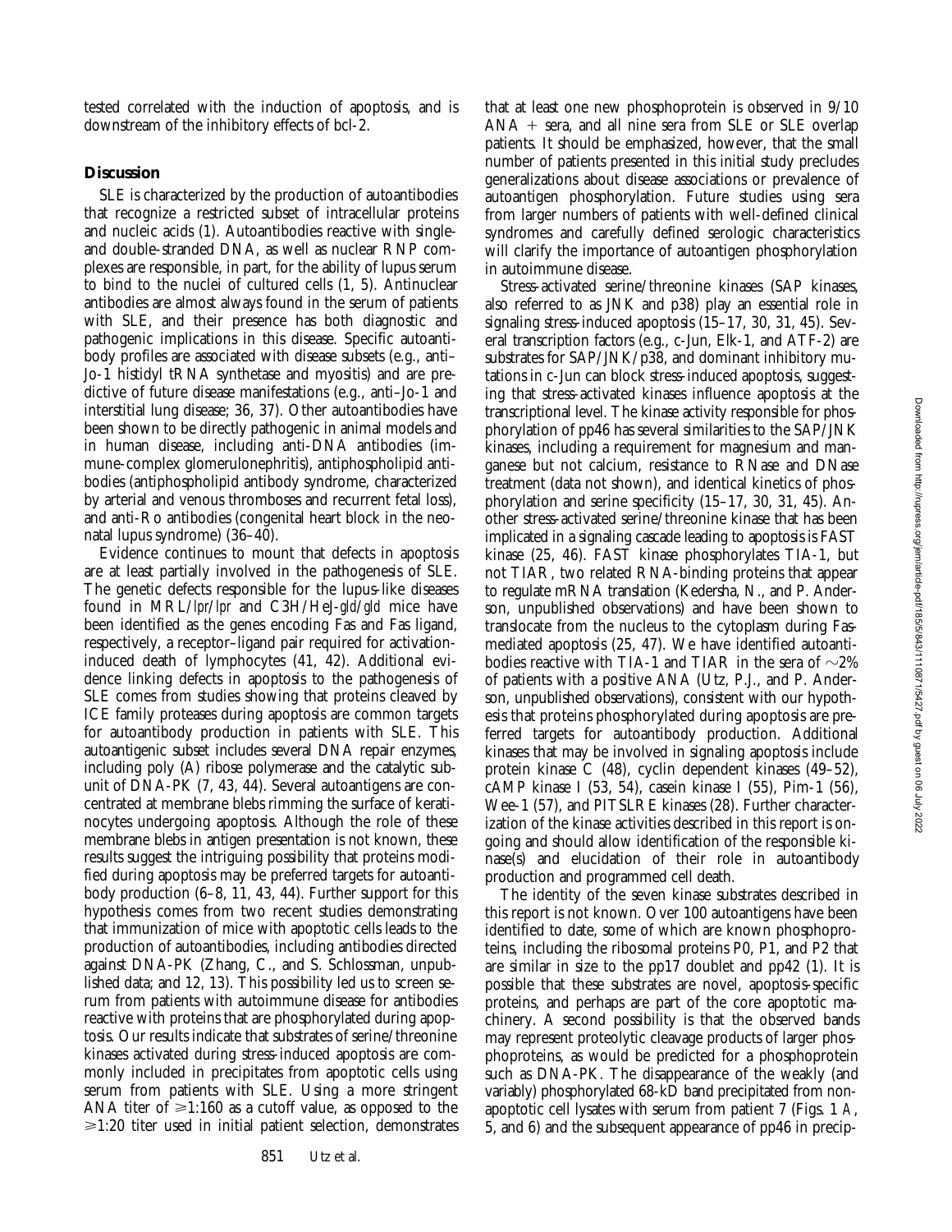tested correlated with the induction of apoptosis, and is downstream of the inhibitory effects of bcl-2.

## Discussion

SLE is characterized by the production of autoantibodies that recognize a restricted subset of intracellular proteins and nucleic acids (1). Autoantibodies reactive with single- and double-stranded DNA, as well as nuclear RNP complexes are responsible, in part, for the ability of lupus serum to bind to the nuclei of cultured cells (1, 5). Antinuclear antibodies are almost always found in the serum of patients with SLE, and their presence has both diagnostic and pathogenic implications in this disease. Specific autoantibody profiles are associated with disease subsets (e.g., anti–Jo-1 histidyl tRNA synthetase and myositis) and are predictive of future disease manifestations (e.g., anti–Jo-1 and interstitial lung disease; 36, 37). Other autoantibodies have been shown to be directly pathogenic in animal models and in human disease, including anti-DNA antibodies (immune-complex glomerulonephritis), antiphospholipid antibodies (antiphospholipid antibody syndrome, characterized by arterial and venous thromboses and recurrent fetal loss), and anti-Ro antibodies (congenital heart block in the neonatal lupus syndrome) (36–40).

Evidence continues to mount that defects in apoptosis are at least partially involved in the pathogenesis of SLE. The genetic defects responsible for the lupus-like diseases found in MRL/*lpr*/*lpr* and C3H/HeJ-*gld*/*gld* mice have been identified as the genes encoding Fas and Fas ligand, respectively, a receptor–ligand pair required for activation-induced death of lymphocytes (41, 42). Additional evidence linking defects in apoptosis to the pathogenesis of SLE comes from studies showing that proteins cleaved by ICE family proteases during apoptosis are common targets for autoantibody production in patients with SLE. This autoantigenic subset includes several DNA repair enzymes, including poly (A) ribose polymerase and the catalytic subunit of DNA-PK (7, 43, 44). Several autoantigens are concentrated at membrane blebs rimming the surface of keratinocytes undergoing apoptosis. Although the role of these membrane blebs in antigen presentation is not known, these results suggest the intriguing possibility that proteins modified during apoptosis may be preferred targets for autoantibody production (6–8, 11, 43, 44). Further support for this hypothesis comes from two recent studies demonstrating that immunization of mice with apoptotic cells leads to the production of autoantibodies, including antibodies directed against DNA-PK (Zhang, C., and S. Schlossman, unpublished data; and 12, 13). This possibility led us to screen serum from patients with autoimmune disease for antibodies reactive with proteins that are phosphorylated during apoptosis. Our results indicate that substrates of serine/threonine kinases activated during stress-induced apoptosis are commonly included in precipitates from apoptotic cells using serum from patients with SLE. Using a more stringent ANA titer of $\geqslant$1:160 as a cutoff value, as opposed to the $\geqslant$1:20 titer used in initial patient selection, demonstrates that at least one new phosphoprotein is observed in 9/10 ANA + sera, and all nine sera from SLE or SLE overlap patients. It should be emphasized, however, that the small number of patients presented in this initial study precludes generalizations about disease associations or prevalence of autoantigen phosphorylation. Future studies using sera from larger numbers of patients with well-defined clinical syndromes and carefully defined serologic characteristics will clarify the importance of autoantigen phosphorylation in autoimmune disease.

Stress-activated serine/threonine kinases (SAP kinases, also referred to as JNK and p38) play an essential role in signaling stress-induced apoptosis (15–17, 30, 31, 45). Several transcription factors (e.g., c-Jun, Elk-1, and ATF-2) are substrates for SAP/JNK/p38, and dominant inhibitory mutations in c-Jun can block stress-induced apoptosis, suggesting that stress-activated kinases influence apoptosis at the transcriptional level. The kinase activity responsible for phosphorylation of pp46 has several similarities to the SAP/JNK kinases, including a requirement for magnesium and manganese but not calcium, resistance to RNase and DNase treatment (data not shown), and identical kinetics of phosphorylation and serine specificity (15–17, 30, 31, 45). Another stress-activated serine/threonine kinase that has been implicated in a signaling cascade leading to apoptosis is FAST kinase (25, 46). FAST kinase phosphorylates TIA-1, but not TIAR, two related RNA-binding proteins that appear to regulate mRNA translation (Kedersha, N., and P. Anderson, unpublished observations) and have been shown to translocate from the nucleus to the cytoplasm during Fas-mediated apoptosis (25, 47). We have identified autoantibodies reactive with TIA-1 and TIAR in the sera of ~2% of patients with a positive ANA (Utz, P.J., and P. Anderson, unpublished observations), consistent with our hypothesis that proteins phosphorylated during apoptosis are preferred targets for autoantibody production. Additional kinases that may be involved in signaling apoptosis include protein kinase C (48), cyclin dependent kinases (49–52), cAMP kinase I (53, 54), casein kinase I (55), Pim-1 (56), Wee-1 (57), and PITSLRE kinases (28). Further characterization of the kinase activities described in this report is ongoing and should allow identification of the responsible kinase(s) and elucidation of their role in autoantibody production and programmed cell death.

The identity of the seven kinase substrates described in this report is not known. Over 100 autoantigens have been identified to date, some of which are known phosphoproteins, including the ribosomal proteins P0, P1, and P2 that are similar in size to the pp17 doublet and pp42 (1). It is possible that these substrates are novel, apoptosis-specific proteins, and perhaps are part of the core apoptotic machinery. A second possibility is that the observed bands may represent proteolytic cleavage products of larger phosphoproteins, as would be predicted for a phosphoprotein such as DNA-PK. The disappearance of the weakly (and variably) phosphorylated 68-kD band precipitated from nonapoptotic cell lysates with serum from patient 7 (Figs. 1 *A*, 5, and 6) and the subsequent appearance of pp46 in precip-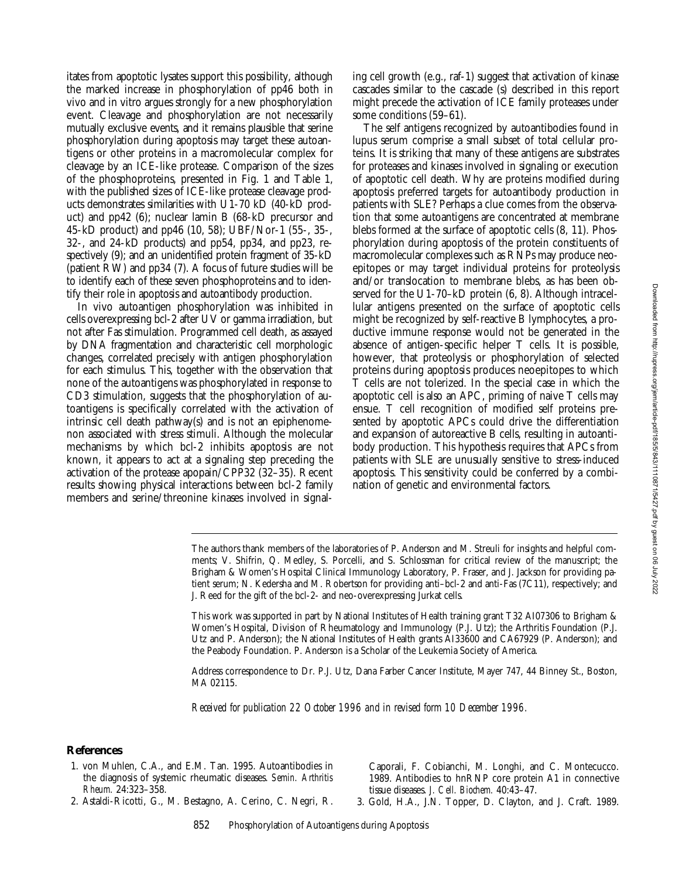itates from apoptotic lysates support this possibility, although the marked increase in phosphorylation of pp46 both in vivo and in vitro argues strongly for a new phosphorylation event. Cleavage and phosphorylation are not necessarily mutually exclusive events, and it remains plausible that serine phosphorylation during apoptosis may target these autoantigens or other proteins in a macromolecular complex for cleavage by an ICE-like protease. Comparison of the sizes of the phosphoproteins, presented in Fig. 1 and Table 1, with the published sizes of ICE-like protease cleavage products demonstrates similarities with U1-70 kD (40-kD product) and pp42 (6); nuclear lamin B (68-kD precursor and 45-kD product) and pp46 (10, 58); UBF/Nor-1 (55-, 35-, 32-, and 24-kD products) and pp54, pp34, and pp23, respectively (9); and an unidentified protein fragment of 35-kD (patient RW) and pp34 (7). A focus of future studies will be to identify each of these seven phosphoproteins and to identify their role in apoptosis and autoantibody production.

In vivo autoantigen phosphorylation was inhibited in cells overexpressing bcl-2 after UV or gamma irradiation, but not after Fas stimulation. Programmed cell death, as assayed by DNA fragmentation and characteristic cell morphologic changes, correlated precisely with antigen phosphorylation for each stimulus. This, together with the observation that none of the autoantigens was phosphorylated in response to CD3 stimulation, suggests that the phosphorylation of autoantigens is specifically correlated with the activation of intrinsic cell death pathway(s) and is not an epiphenomenon associated with stress stimuli. Although the molecular mechanisms by which bcl-2 inhibits apoptosis are not known, it appears to act at a signaling step preceding the activation of the protease apopain/CPP32 (32–35). Recent results showing physical interactions between bcl-2 family members and serine/threonine kinases involved in signaling cell growth (e.g., raf-1) suggest that activation of kinase cascades similar to the cascade (s) described in this report might precede the activation of ICE family proteases under some conditions (59–61).

The self antigens recognized by autoantibodies found in lupus serum comprise a small subset of total cellular proteins. It is striking that many of these antigens are substrates for proteases and kinases involved in signaling or execution of apoptotic cell death. Why are proteins modified during apoptosis preferred targets for autoantibody production in patients with SLE? Perhaps a clue comes from the observation that some autoantigens are concentrated at membrane blebs formed at the surface of apoptotic cells (8, 11). Phosphorylation during apoptosis of the protein constituents of macromolecular complexes such as RNPs may produce neoepitopes or may target individual proteins for proteolysis and/or translocation to membrane blebs, as has been observed for the U1-70–kD protein (6, 8). Although intracellular antigens presented on the surface of apoptotic cells might be recognized by self-reactive B lymphocytes, a productive immune response would not be generated in the absence of antigen-specific helper T cells. It is possible, however, that proteolysis or phosphorylation of selected proteins during apoptosis produces neoepitopes to which T cells are not tolerized. In the special case in which the apoptotic cell is also an APC, priming of naive T cells may ensue. T cell recognition of modified self proteins presented by apoptotic APCs could drive the differentiation and expansion of autoreactive B cells, resulting in autoantibody production. This hypothesis requires that APCs from patients with SLE are unusually sensitive to stress-induced apoptosis. This sensitivity could be conferred by a combination of genetic and environmental factors.

The authors thank members of the laboratories of P. Anderson and M. Streuli for insights and helpful comments; V. Shifrin, Q. Medley, S. Porcelli, and S. Schlossman for critical review of the manuscript; the Brigham & Women's Hospital Clinical Immunology Laboratory, P. Fraser, and J. Jackson for providing patient serum; N. Kedersha and M. Robertson for providing anti–bcl-2 and anti-Fas (7C11), respectively; and J. Reed for the gift of the bcl-2- and neo-overexpressing Jurkat cells.

This work was supported in part by National Institutes of Health training grant T32 AI07306 to Brigham & Women's Hospital, Division of Rheumatology and Immunology (P.J. Utz); the Arthritis Foundation (P.J. Utz and P. Anderson); the National Institutes of Health grants AI33600 and CA67929 (P. Anderson); and the Peabody Foundation. P. Anderson is a Scholar of the Leukemia Society of America.

Address correspondence to Dr. P.J. Utz, Dana Farber Cancer Institute, Mayer 747, 44 Binney St., Boston, MA 02115.

*Received for publication 22 October 1996 and in revised form 10 December 1996.*

## References

1. von Muhlen, C.A., and E.M. Tan. 1995. Autoantibodies in the diagnosis of systemic rheumatic diseases. *Semin. Arthritis Rheum.* 24:323–358.
2. Astaldi-Ricotti, G., M. Bestagno, A. Cerino, C. Negri, R. Caporali, F. Cobianchi, M. Longhi, and C. Montecucco. 1989. Antibodies to hnRNP core protein A1 in connective tissue diseases. *J. Cell. Biochem.* 40:43–47.
3. Gold, H.A., J.N. Topper, D. Clayton, and J. Craft. 1989.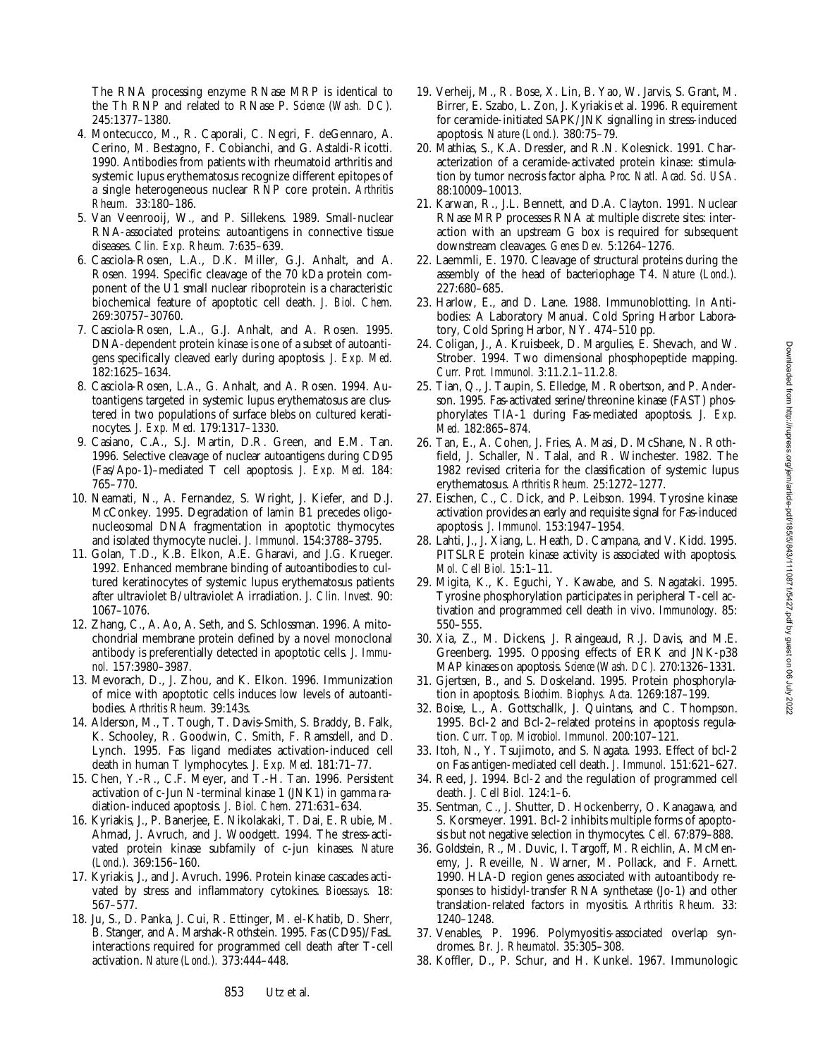The RNA processing enzyme RNase MRP is identical to the Th RNP and related to RNase P. *Science (Wash. DC).* 245:1377–1380.

4. Montecucco, M., R. Caporali, C. Negri, F. deGennaro, A. Cerino, M. Bestagno, F. Cobianchi, and G. Astaldi-Ricotti. 1990. Antibodies from patients with rheumatoid arthritis and systemic lupus erythematosus recognize different epitopes of a single heterogeneous nuclear RNP core protein. *Arthritis Rheum.* 33:180–186.
5. Van Veenrooij, W., and P. Sillekens. 1989. Small-nuclear RNA-associated proteins: autoantigens in connective tissue diseases. *Clin. Exp. Rheum.* 7:635–639.
6. Casciola-Rosen, L.A., D.K. Miller, G.J. Anhalt, and A. Rosen. 1994. Specific cleavage of the 70 kDa protein component of the U1 small nuclear riboprotein is a characteristic biochemical feature of apoptotic cell death. *J. Biol. Chem.* 269:30757–30760.
7. Casciola-Rosen, L.A., G.J. Anhalt, and A. Rosen. 1995. DNA-dependent protein kinase is one of a subset of autoantigens specifically cleaved early during apoptosis. *J. Exp. Med.* 182:1625–1634.
8. Casciola-Rosen, L.A., G. Anhalt, and A. Rosen. 1994. Autoantigens targeted in systemic lupus erythematosus are clustered in two populations of surface blebs on cultured keratinocytes. *J. Exp. Med.* 179:1317–1330.
9. Casiano, C.A., S.J. Martin, D.R. Green, and E.M. Tan. 1996. Selective cleavage of nuclear autoantigens during CD95 (Fas/Apo-1)–mediated T cell apoptosis. *J. Exp. Med.* 184: 765–770.
10. Neamati, N., A. Fernandez, S. Wright, J. Kiefer, and D.J. McConkey. 1995. Degradation of lamin B1 precedes oligonucleosomal DNA fragmentation in apoptotic thymocytes and isolated thymocyte nuclei. *J. Immunol.* 154:3788–3795.
11. Golan, T.D., K.B. Elkon, A.E. Gharavi, and J.G. Krueger. 1992. Enhanced membrane binding of autoantibodies to cultured keratinocytes of systemic lupus erythematosus patients after ultraviolet B/ultraviolet A irradiation. *J. Clin. Invest.* 90: 1067–1076.
12. Zhang, C., A. Ao, A. Seth, and S. Schlossman. 1996. A mitochondrial membrane protein defined by a novel monoclonal antibody is preferentially detected in apoptotic cells. *J. Immunol.* 157:3980–3987.
13. Mevorach, D., J. Zhou, and K. Elkon. 1996. Immunization of mice with apoptotic cells induces low levels of autoantibodies. *Arthritis Rheum.* 39:143s.
14. Alderson, M., T. Tough, T. Davis-Smith, S. Braddy, B. Falk, K. Schooley, R. Goodwin, C. Smith, F. Ramsdell, and D. Lynch. 1995. Fas ligand mediates activation-induced cell death in human T lymphocytes. *J. Exp. Med.* 181:71–77.
15. Chen, Y.-R., C.F. Meyer, and T.-H. Tan. 1996. Persistent activation of c-Jun N-terminal kinase 1 (JNK1) in gamma radiation-induced apoptosis. *J. Biol. Chem.* 271:631–634.
16. Kyriakis, J., P. Banerjee, E. Nikolakaki, T. Dai, E. Rubie, M. Ahmad, J. Avruch, and J. Woodgett. 1994. The stress-activated protein kinase subfamily of c-jun kinases. *Nature (Lond.).* 369:156–160.
17. Kyriakis, J., and J. Avruch. 1996. Protein kinase cascades activated by stress and inflammatory cytokines. *Bioessays.* 18: 567–577.
18. Ju, S., D. Panka, J. Cui, R. Ettinger, M. el-Khatib, D. Sherr, B. Stanger, and A. Marshak-Rothstein. 1995. Fas (CD95)/FasL interactions required for programmed cell death after T-cell activation. *Nature (Lond.).* 373:444–448.
19. Verheij, M., R. Bose, X. Lin, B. Yao, W. Jarvis, S. Grant, M. Birrer, E. Szabo, L. Zon, J. Kyriakis et al. 1996. Requirement for ceramide-initiated SAPK/JNK signalling in stress-induced apoptosis. *Nature (Lond.).* 380:75–79.
20. Mathias, S., K.A. Dressler, and R.N. Kolesnick. 1991. Characterization of a ceramide-activated protein kinase: stimulation by tumor necrosis factor alpha. *Proc. Natl. Acad. Sci. USA.* 88:10009–10013.
21. Karwan, R., J.L. Bennett, and D.A. Clayton. 1991. Nuclear RNase MRP processes RNA at multiple discrete sites: interaction with an upstream G box is required for subsequent downstream cleavages. *Genes Dev.* 5:1264–1276.
22. Laemmli, E. 1970. Cleavage of structural proteins during the assembly of the head of bacteriophage T4. *Nature (Lond.).* 227:680–685.
23. Harlow, E., and D. Lane. 1988. Immunoblotting. *In* Antibodies: A Laboratory Manual. Cold Spring Harbor Laboratory, Cold Spring Harbor, NY. 474–510 pp.
24. Coligan, J., A. Kruisbeek, D. Margulies, E. Shevach, and W. Strober. 1994. Two dimensional phosphopeptide mapping. *Curr. Prot. Immunol.* 3:11.2.1–11.2.8.
25. Tian, Q., J. Taupin, S. Elledge, M. Robertson, and P. Anderson. 1995. Fas-activated serine/threonine kinase (FAST) phosphorylates TIA-1 during Fas-mediated apoptosis. *J. Exp. Med.* 182:865–874.
26. Tan, E., A. Cohen, J. Fries, A. Masi, D. McShane, N. Rothfield, J. Schaller, N. Talal, and R. Winchester. 1982. The 1982 revised criteria for the classification of systemic lupus erythematosus. *Arthritis Rheum.* 25:1272–1277.
27. Eischen, C., C. Dick, and P. Leibson. 1994. Tyrosine kinase activation provides an early and requisite signal for Fas-induced apoptosis. *J. Immunol.* 153:1947–1954.
28. Lahti, J., J. Xiang, L. Heath, D. Campana, and V. Kidd. 1995. PITSLRE protein kinase activity is associated with apoptosis. *Mol. Cell Biol.* 15:1–11.
29. Migita, K., K. Eguchi, Y. Kawabe, and S. Nagataki. 1995. Tyrosine phosphorylation participates in peripheral T-cell activation and programmed cell death in vivo. *Immunology.* 85: 550–555.
30. Xia, Z., M. Dickens, J. Raingeaud, R.J. Davis, and M.E. Greenberg. 1995. Opposing effects of ERK and JNK-p38 MAP kinases on apoptosis. *Science (Wash. DC).* 270:1326–1331.
31. Gjertsen, B., and S. Doskeland. 1995. Protein phosphorylation in apoptosis. *Biochim. Biophys. Acta.* 1269:187–199.
32. Boise, L., A. Gottschallk, J. Quintans, and C. Thompson. 1995. Bcl-2 and Bcl-2–related proteins in apoptosis regulation. *Curr. Top. Microbiol. Immunol.* 200:107–121.
33. Itoh, N., Y. Tsujimoto, and S. Nagata. 1993. Effect of bcl-2 on Fas antigen-mediated cell death. *J. Immunol.* 151:621–627.
34. Reed, J. 1994. Bcl-2 and the regulation of programmed cell death. *J. Cell Biol.* 124:1–6.
35. Sentman, C., J. Shutter, D. Hockenberry, O. Kanagawa, and S. Korsmeyer. 1991. Bcl-2 inhibits multiple forms of apoptosis but not negative selection in thymocytes. *Cell.* 67:879–888.
36. Goldstein, R., M. Duvic, I. Targoff, M. Reichlin, A. McMenemy, J. Reveille, N. Warner, M. Pollack, and F. Arnett. 1990. HLA-D region genes associated with autoantibody responses to histidyl-transfer RNA synthetase (Jo-1) and other translation-related factors in myositis. *Arthritis Rheum.* 33: 1240–1248.
37. Venables, P. 1996. Polymyositis-associated overlap syndromes. *Br. J. Rheumatol.* 35:305–308.
38. Koffler, D., P. Schur, and H. Kunkel. 1967. Immunologic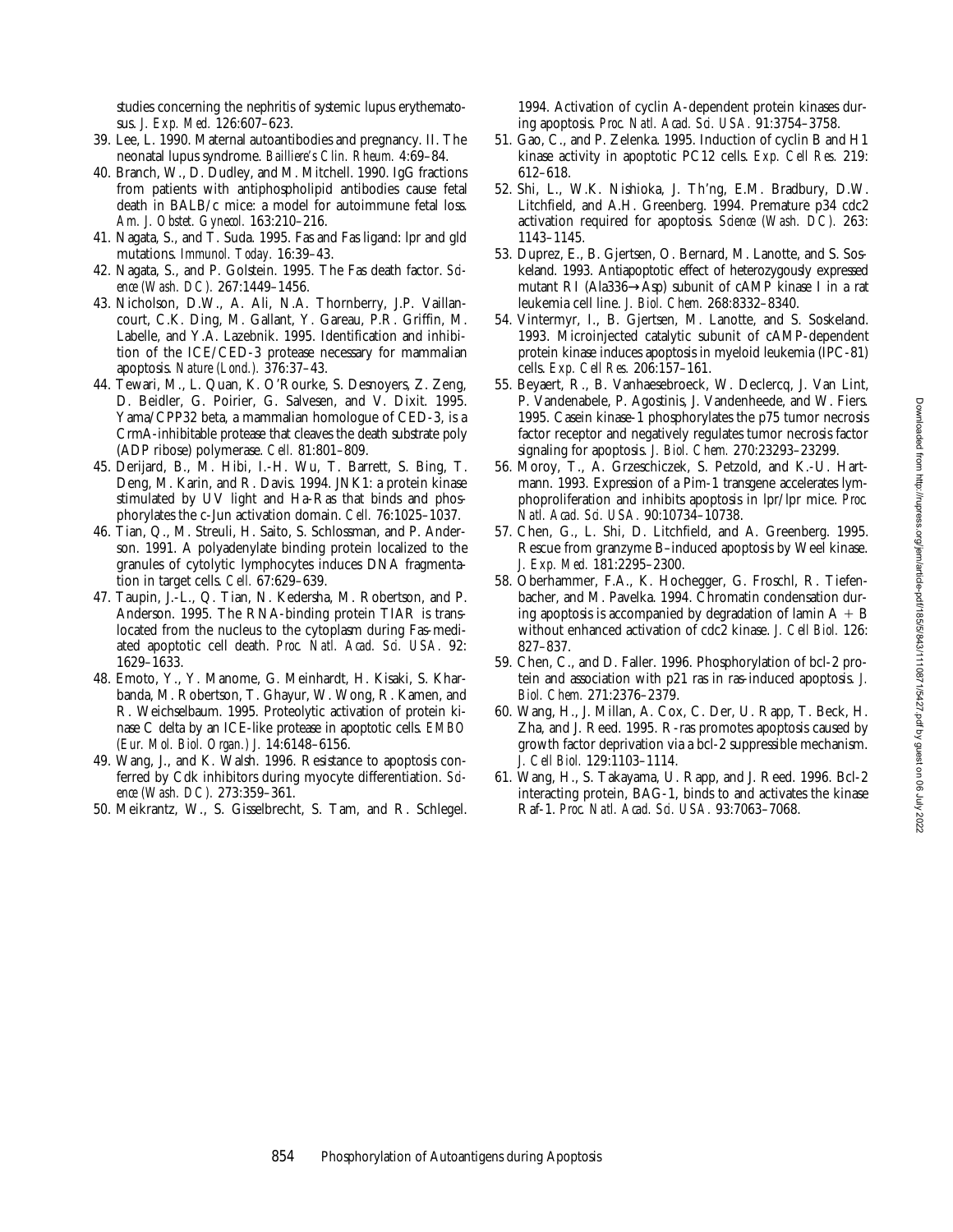studies concerning the nephritis of systemic lupus erythematosus. *J. Exp. Med.* 126:607–623.

39. Lee, L. 1990. Maternal autoantibodies and pregnancy. II. The neonatal lupus syndrome. *Bailliere's Clin. Rheum.* 4:69–84.
40. Branch, W., D. Dudley, and M. Mitchell. 1990. IgG fractions from patients with antiphospholipid antibodies cause fetal death in BALB/c mice: a model for autoimmune fetal loss. *Am. J. Obstet. Gynecol.* 163:210–216.
41. Nagata, S., and T. Suda. 1995. Fas and Fas ligand: lpr and gld mutations. *Immunol. Today.* 16:39–43.
42. Nagata, S., and P. Golstein. 1995. The Fas death factor. *Science (Wash. DC).* 267:1449–1456.
43. Nicholson, D.W., A. Ali, N.A. Thornberry, J.P. Vaillancourt, C.K. Ding, M. Gallant, Y. Gareau, P.R. Griffin, M. Labelle, and Y.A. Lazebnik. 1995. Identification and inhibition of the ICE/CED-3 protease necessary for mammalian apoptosis. *Nature (Lond.).* 376:37–43.
44. Tewari, M., L. Quan, K. O'Rourke, S. Desnoyers, Z. Zeng, D. Beidler, G. Poirier, G. Salvesen, and V. Dixit. 1995. Yama/CPP32 beta, a mammalian homologue of CED-3, is a CrmA-inhibitable protease that cleaves the death substrate poly (ADP ribose) polymerase. *Cell.* 81:801–809.
45. Derijard, B., M. Hibi, I.-H. Wu, T. Barrett, S. Bing, T. Deng, M. Karin, and R. Davis. 1994. JNK1: a protein kinase stimulated by UV light and Ha-Ras that binds and phosphorylates the c-Jun activation domain. *Cell.* 76:1025–1037.
46. Tian, Q., M. Streuli, H. Saito, S. Schlossman, and P. Anderson. 1991. A polyadenylate binding protein localized to the granules of cytolytic lymphocytes induces DNA fragmentation in target cells. *Cell.* 67:629–639.
47. Taupin, J.-L., Q. Tian, N. Kedersha, M. Robertson, and P. Anderson. 1995. The RNA-binding protein TIAR is translocated from the nucleus to the cytoplasm during Fas-mediated apoptotic cell death. *Proc. Natl. Acad. Sci. USA.* 92:1629–1633.
48. Emoto, Y., Y. Manome, G. Meinhardt, H. Kisaki, S. Kharbanda, M. Robertson, T. Ghayur, W. Wong, R. Kamen, and R. Weichselbaum. 1995. Proteolytic activation of protein kinase C delta by an ICE-like protease in apoptotic cells. *EMBO (Eur. Mol. Biol. Organ.) J.* 14:6148–6156.
49. Wang, J., and K. Walsh. 1996. Resistance to apoptosis conferred by Cdk inhibitors during myocyte differentiation. *Science (Wash. DC).* 273:359–361.
50. Meikrantz, W., S. Gisselbrecht, S. Tam, and R. Schlegel. 1994. Activation of cyclin A-dependent protein kinases during apoptosis. *Proc. Natl. Acad. Sci. USA.* 91:3754–3758.
51. Gao, C., and P. Zelenka. 1995. Induction of cyclin B and H1 kinase activity in apoptotic PC12 cells. *Exp. Cell Res.* 219:612–618.
52. Shi, L., W.K. Nishioka, J. Th'ng, E.M. Bradbury, D.W. Litchfield, and A.H. Greenberg. 1994. Premature p34 cdc2 activation required for apoptosis. *Science (Wash. DC).* 263:1143–1145.
53. Duprez, E., B. Gjertsen, O. Bernard, M. Lanotte, and S. Soskeland. 1993. Antiapoptotic effect of heterozygously expressed mutant RI (Ala336→Asp) subunit of cAMP kinase I in a rat leukemia cell line. *J. Biol. Chem.* 268:8332–8340.
54. Vintermyr, I., B. Gjertsen, M. Lanotte, and S. Soskeland. 1993. Microinjected catalytic subunit of cAMP-dependent protein kinase induces apoptosis in myeloid leukemia (IPC-81) cells. *Exp. Cell Res.* 206:157–161.
55. Beyaert, R., B. Vanhaesebroeck, W. Declercq, J. Van Lint, P. Vandenabele, P. Agostinis, J. Vandenheede, and W. Fiers. 1995. Casein kinase-1 phosphorylates the p75 tumor necrosis factor receptor and negatively regulates tumor necrosis factor signaling for apoptosis. *J. Biol. Chem.* 270:23293–23299.
56. Moroy, T., A. Grzeschiczek, S. Petzold, and K.-U. Hartmann. 1993. Expression of a Pim-1 transgene accelerates lymphoproliferation and inhibits apoptosis in lpr/lpr mice. *Proc. Natl. Acad. Sci. USA.* 90:10734–10738.
57. Chen, G., L. Shi, D. Litchfield, and A. Greenberg. 1995. Rescue from granzyme B–induced apoptosis by Weel kinase. *J. Exp. Med.* 181:2295–2300.
58. Oberhammer, F.A., K. Hochegger, G. Froschl, R. Tiefenbacher, and M. Pavelka. 1994. Chromatin condensation during apoptosis is accompanied by degradation of lamin A + B without enhanced activation of cdc2 kinase. *J. Cell Biol.* 126:827–837.
59. Chen, C., and D. Faller. 1996. Phosphorylation of bcl-2 protein and association with p21 ras in ras-induced apoptosis. *J. Biol. Chem.* 271:2376–2379.
60. Wang, H., J. Millan, A. Cox, C. Der, U. Rapp, T. Beck, H. Zha, and J. Reed. 1995. R-ras promotes apoptosis caused by growth factor deprivation via a bcl-2 suppressible mechanism. *J. Cell Biol.* 129:1103–1114.
61. Wang, H., S. Takayama, U. Rapp, and J. Reed. 1996. Bcl-2 interacting protein, BAG-1, binds to and activates the kinase Raf-1. *Proc. Natl. Acad. Sci. USA.* 93:7063–7068.